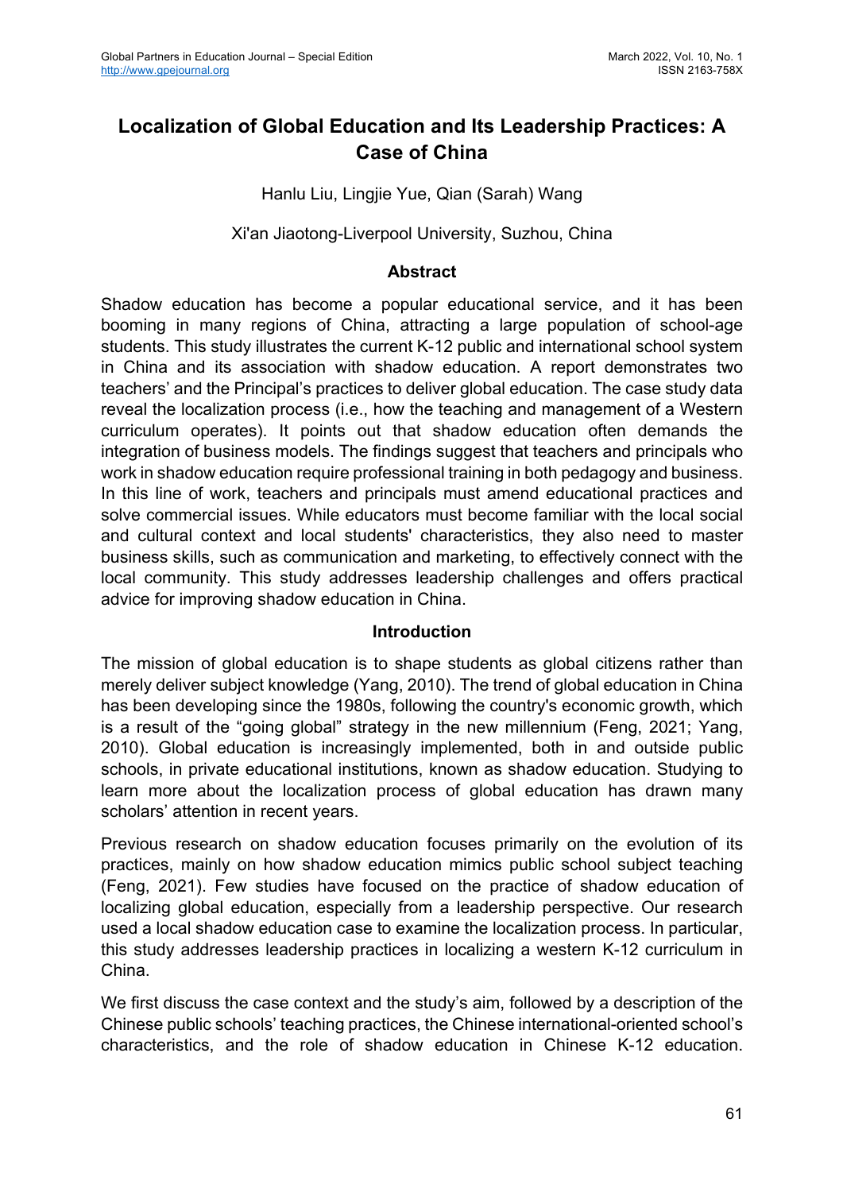# Localization of Global Education and Its Leadership Practices: A Case of China

Hanlu Liu, Lingjie Yue, Qian (Sarah) Wang

Xi'an Jiaotong-Liverpool University, Suzhou, China

## Abstract

Shadow education has become a popular educational service, and it has been booming in many regions of China, attracting a large population of school-age students. This study illustrates the current K-12 public and international school system in China and its association with shadow education. A report demonstrates two teachers' and the Principal's practices to deliver global education. The case study data reveal the localization process (i.e., how the teaching and management of a Western curriculum operates). It points out that shadow education often demands the integration of business models. The findings suggest that teachers and principals who work in shadow education require professional training in both pedagogy and business. In this line of work, teachers and principals must amend educational practices and solve commercial issues. While educators must become familiar with the local social and cultural context and local students' characteristics, they also need to master business skills, such as communication and marketing, to effectively connect with the local community. This study addresses leadership challenges and offers practical advice for improving shadow education in China.

## Introduction

The mission of global education is to shape students as global citizens rather than merely deliver subject knowledge (Yang, 2010). The trend of global education in China has been developing since the 1980s, following the country's economic growth, which is a result of the "going global" strategy in the new millennium (Feng, 2021; Yang, 2010). Global education is increasingly implemented, both in and outside public schools, in private educational institutions, known as shadow education. Studying to learn more about the localization process of global education has drawn many scholars' attention in recent years.

Previous research on shadow education focuses primarily on the evolution of its practices, mainly on how shadow education mimics public school subject teaching (Feng, 2021). Few studies have focused on the practice of shadow education of localizing global education, especially from a leadership perspective. Our research used a local shadow education case to examine the localization process. In particular, this study addresses leadership practices in localizing a western K-12 curriculum in China.

We first discuss the case context and the study's aim, followed by a description of the Chinese public schools' teaching practices, the Chinese international-oriented school's characteristics, and the role of shadow education in Chinese K-12 education.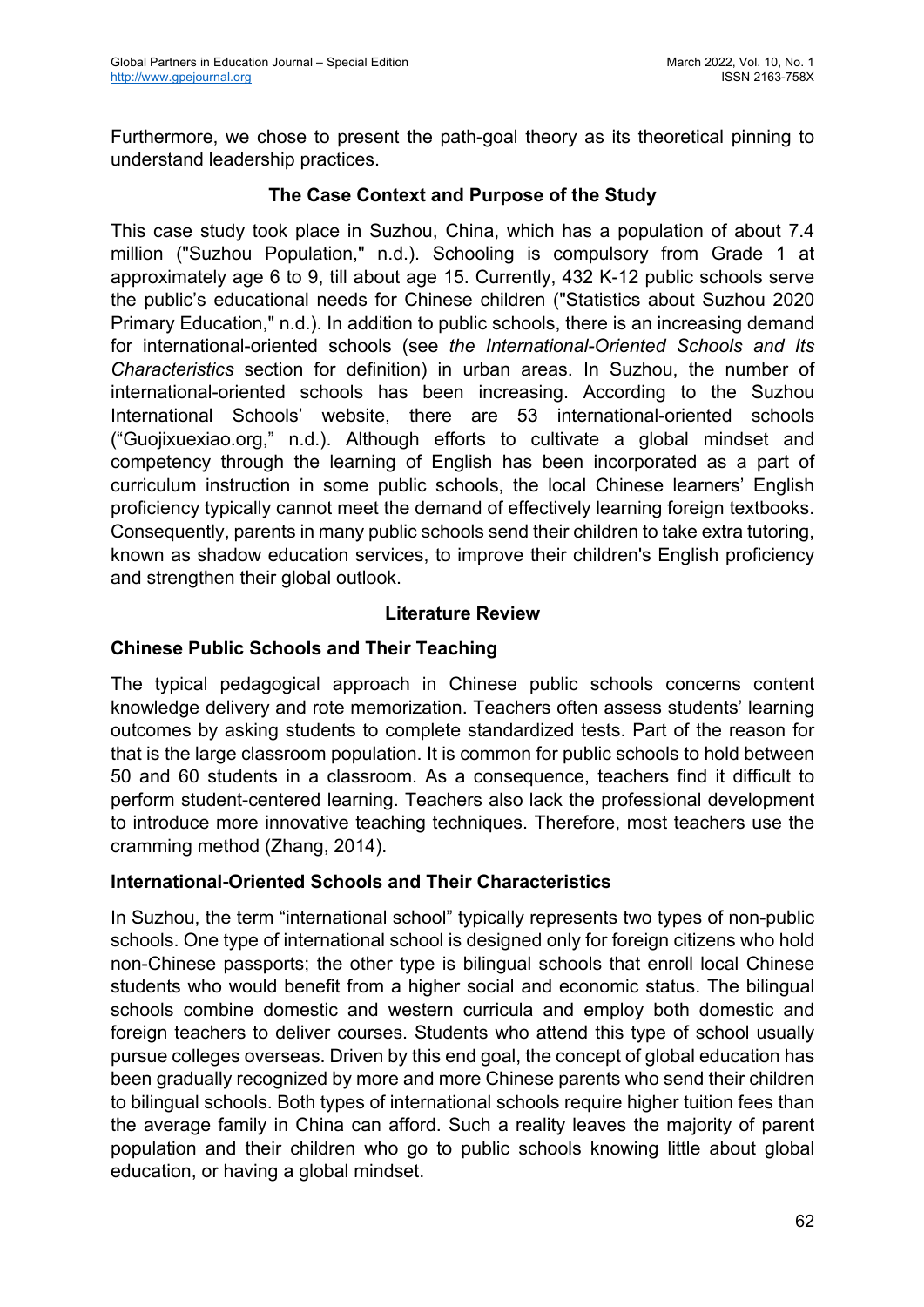Furthermore, we chose to present the path-goal theory as its theoretical pinning to understand leadership practices.

## The Case Context and Purpose of the Study

This case study took place in Suzhou, China, which has a population of about 7.4 million ("Suzhou Population," n.d.). Schooling is compulsory from Grade 1 at approximately age 6 to 9, till about age 15. Currently, 432 K-12 public schools serve the public's educational needs for Chinese children ("Statistics about Suzhou 2020 Primary Education," n.d.). In addition to public schools, there is an increasing demand for international-oriented schools (see *the International-Oriented Schools and Its Characteristics* section for definition) in urban areas. In Suzhou, the number of international-oriented schools has been increasing. According to the Suzhou International Schools' website, there are 53 international-oriented schools ("Guojixuexiao.org," n.d.). Although efforts to cultivate a global mindset and competency through the learning of English has been incorporated as a part of curriculum instruction in some public schools, the local Chinese learners' English proficiency typically cannot meet the demand of effectively learning foreign textbooks. Consequently, parents in many public schools send their children to take extra tutoring, known as shadow education services, to improve their children's English proficiency and strengthen their global outlook.

## Literature Review

### Chinese Public Schools and Their Teaching

The typical pedagogical approach in Chinese public schools concerns content knowledge delivery and rote memorization. Teachers often assess students' learning outcomes by asking students to complete standardized tests. Part of the reason for that is the large classroom population. It is common for public schools to hold between 50 and 60 students in a classroom. As a consequence, teachers find it difficult to perform student-centered learning. Teachers also lack the professional development to introduce more innovative teaching techniques. Therefore, most teachers use the cramming method (Zhang, 2014).

### International-Oriented Schools and Their Characteristics

In Suzhou, the term "international school" typically represents two types of non-public schools. One type of international school is designed only for foreign citizens who hold non-Chinese passports; the other type is bilingual schools that enroll local Chinese students who would benefit from a higher social and economic status. The bilingual schools combine domestic and western curricula and employ both domestic and foreign teachers to deliver courses. Students who attend this type of school usually pursue colleges overseas. Driven by this end goal, the concept of global education has been gradually recognized by more and more Chinese parents who send their children to bilingual schools. Both types of international schools require higher tuition fees than the average family in China can afford. Such a reality leaves the majority of parent population and their children who go to public schools knowing little about global education, or having a global mindset.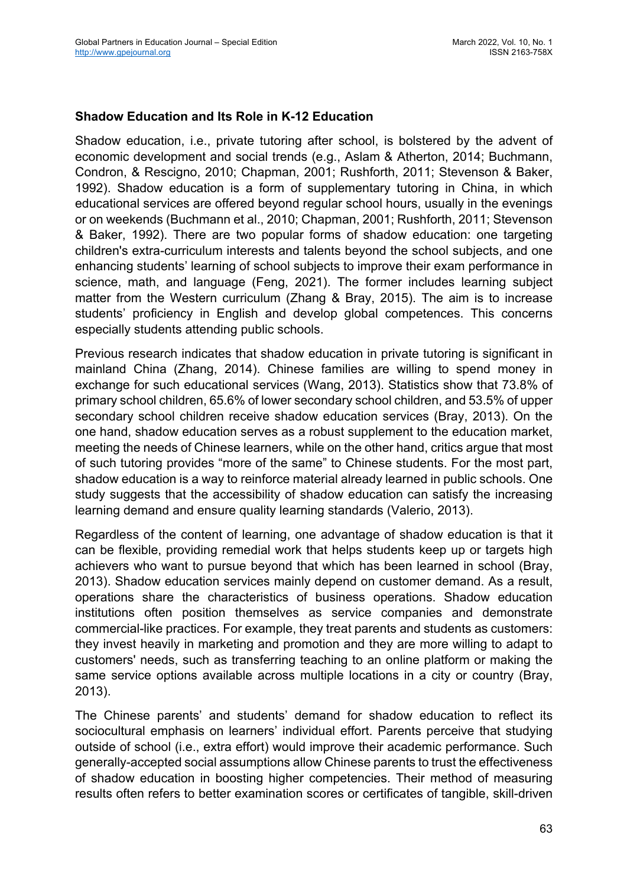**Shadow Education and Its Role in K-12 Education**

Shadow education, i.e., private tutoring after school, is bolstered by the advent of economic development and social trends (e.g., Aslam & Atherton, 2014; Buchmann, Condron, & Rescigno, 2010; Chapman, 2001; Rushforth, 2011; Stevenson & Baker, 1992). Shadow education is a form of supplementary tutoring in China, in which educational services are offered beyond regular school hours, usually in the evenings or on weekends (Buchmann et al., 2010; Chapman, 2001; Rushforth, 2011; Stevenson & Baker, 1992). There are two popular forms of shadow education: one targeting children's extra-curriculum interests and talents beyond the school subjects, and one enhancing students' learning of school subjects to improve their exam performance in science, math, and language (Feng, 2021). The former includes learning subject matter from the Western curriculum (Zhang & Bray, 2015). The aim is to increase students' proficiency in English and develop global competences. This concerns especially students attending public schools.

Previous research indicates that shadow education in private tutoring is significant in mainland China (Zhang, 2014). Chinese families are willing to spend money in exchange for such educational services (Wang, 2013). Statistics show that 73.8% of primary school children, 65.6% of lower secondary school children, and 53.5% of upper secondary school children receive shadow education services (Bray, 2013). On the one hand, shadow education serves as a robust supplement to the education market, meeting the needs of Chinese learners, while on the other hand, critics argue that most of such tutoring provides "more of the same" to Chinese students. For the most part, shadow education is a way to reinforce material already learned in public schools. One study suggests that the accessibility of shadow education can satisfy the increasing learning demand and ensure quality learning standards (Valerio, 2013).

Regardless of the content of learning, one advantage of shadow education is that it can be flexible, providing remedial work that helps students keep up or targets high achievers who want to pursue beyond that which has been learned in school (Bray, 2013). Shadow education services mainly depend on customer demand. As a result, operations share the characteristics of business operations. Shadow education institutions often position themselves as service companies and demonstrate commercial-like practices. For example, they treat parents and students as customers: they invest heavily in marketing and promotion and they are more willing to adapt to customers' needs, such as transferring teaching to an online platform or making the same service options available across multiple locations in a city or country (Bray, 2013).

The Chinese parents' and students' demand for shadow education to reflect its sociocultural emphasis on learners' individual effort. Parents perceive that studying outside of school (i.e., extra effort) would improve their academic performance. Such generally-accepted social assumptions allow Chinese parents to trust the effectiveness of shadow education in boosting higher competencies. Their method of measuring results often refers to better examination scores or certificates of tangible, skill-driven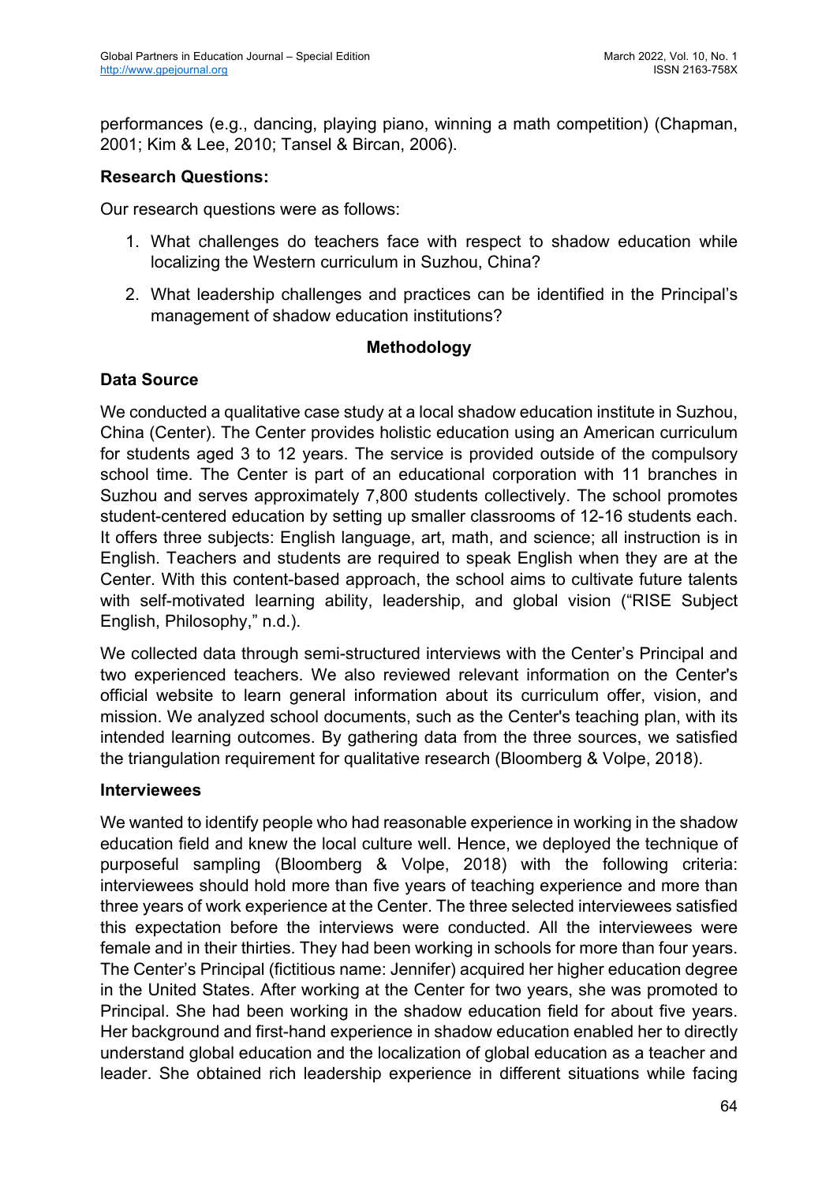performances (e.g., dancing, playing piano, winning a math competition) (Chapman, 2001; Kim & Lee, 2010; Tansel & Bircan, 2006).

**Research Questions:**

Our research questions were as follows:

1. What challenges do teachers face with respect to shadow education while localizing the Western curriculum in Suzhou, China?
2. What leadership challenges and practices can be identified in the Principal's management of shadow education institutions?

## Methodology

### Data Source

We conducted a qualitative case study at a local shadow education institute in Suzhou, China (Center). The Center provides holistic education using an American curriculum for students aged 3 to 12 years. The service is provided outside of the compulsory school time. The Center is part of an educational corporation with 11 branches in Suzhou and serves approximately 7,800 students collectively. The school promotes student-centered education by setting up smaller classrooms of 12-16 students each. It offers three subjects: English language, art, math, and science; all instruction is in English. Teachers and students are required to speak English when they are at the Center. With this content-based approach, the school aims to cultivate future talents with self-motivated learning ability, leadership, and global vision ("RISE Subject English, Philosophy," n.d.).

We collected data through semi-structured interviews with the Center's Principal and two experienced teachers. We also reviewed relevant information on the Center's official website to learn general information about its curriculum offer, vision, and mission. We analyzed school documents, such as the Center's teaching plan, with its intended learning outcomes. By gathering data from the three sources, we satisfied the triangulation requirement for qualitative research (Bloomberg & Volpe, 2018).

### Interviewees

We wanted to identify people who had reasonable experience in working in the shadow education field and knew the local culture well. Hence, we deployed the technique of purposeful sampling (Bloomberg & Volpe, 2018) with the following criteria: interviewees should hold more than five years of teaching experience and more than three years of work experience at the Center. The three selected interviewees satisfied this expectation before the interviews were conducted. All the interviewees were female and in their thirties. They had been working in schools for more than four years. The Center's Principal (fictitious name: Jennifer) acquired her higher education degree in the United States. After working at the Center for two years, she was promoted to Principal. She had been working in the shadow education field for about five years. Her background and first-hand experience in shadow education enabled her to directly understand global education and the localization of global education as a teacher and leader. She obtained rich leadership experience in different situations while facing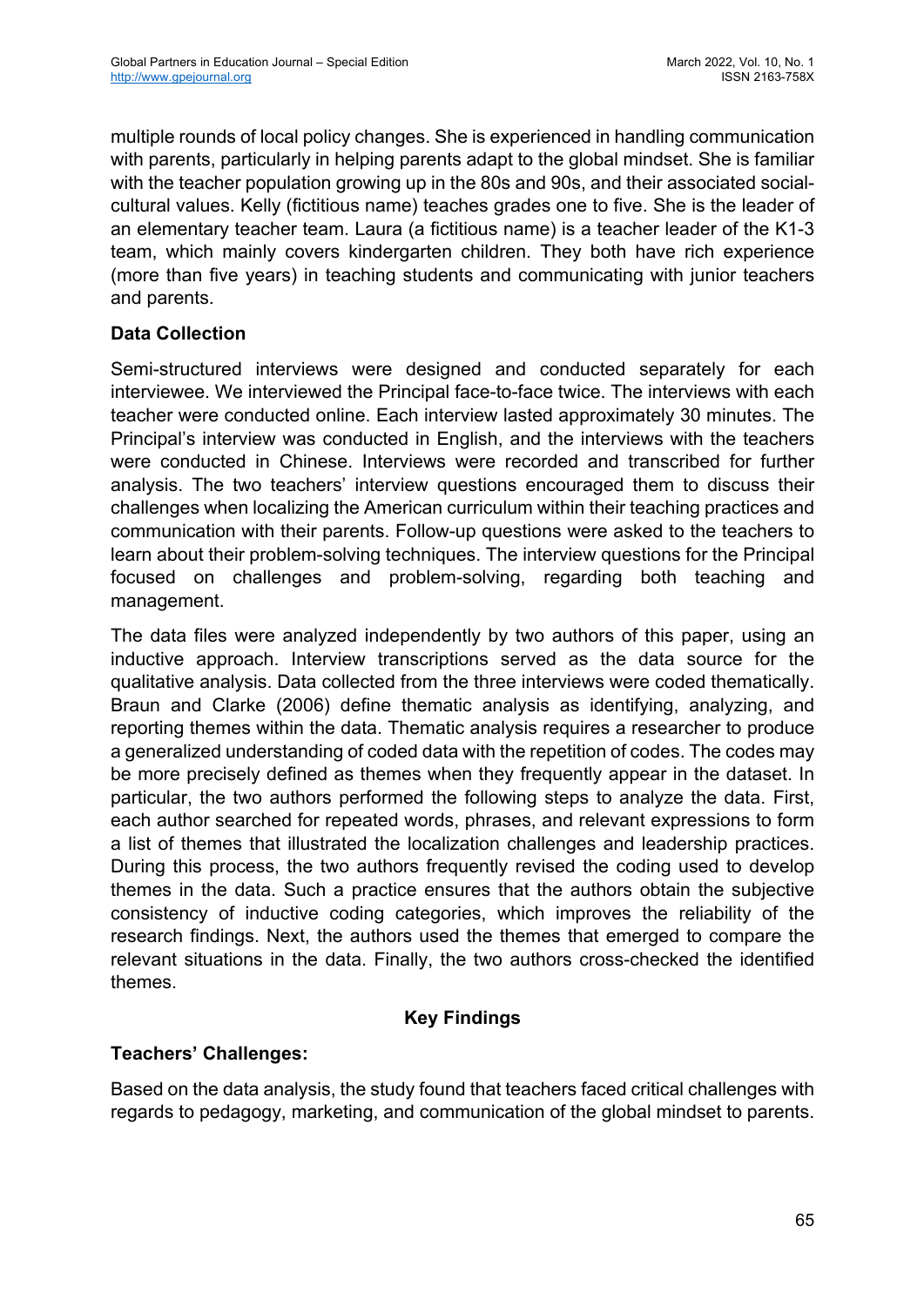multiple rounds of local policy changes. She is experienced in handling communication with parents, particularly in helping parents adapt to the global mindset. She is familiar with the teacher population growing up in the 80s and 90s, and their associated social-cultural values. Kelly (fictitious name) teaches grades one to five. She is the leader of an elementary teacher team. Laura (a fictitious name) is a teacher leader of the K1-3 team, which mainly covers kindergarten children. They both have rich experience (more than five years) in teaching students and communicating with junior teachers and parents.

### Data Collection

Semi-structured interviews were designed and conducted separately for each interviewee. We interviewed the Principal face-to-face twice. The interviews with each teacher were conducted online. Each interview lasted approximately 30 minutes. The Principal's interview was conducted in English, and the interviews with the teachers were conducted in Chinese. Interviews were recorded and transcribed for further analysis. The two teachers' interview questions encouraged them to discuss their challenges when localizing the American curriculum within their teaching practices and communication with their parents. Follow-up questions were asked to the teachers to learn about their problem-solving techniques. The interview questions for the Principal focused on challenges and problem-solving, regarding both teaching and management.

The data files were analyzed independently by two authors of this paper, using an inductive approach. Interview transcriptions served as the data source for the qualitative analysis. Data collected from the three interviews were coded thematically. Braun and Clarke (2006) define thematic analysis as identifying, analyzing, and reporting themes within the data. Thematic analysis requires a researcher to produce a generalized understanding of coded data with the repetition of codes. The codes may be more precisely defined as themes when they frequently appear in the dataset. In particular, the two authors performed the following steps to analyze the data. First, each author searched for repeated words, phrases, and relevant expressions to form a list of themes that illustrated the localization challenges and leadership practices. During this process, the two authors frequently revised the coding used to develop themes in the data. Such a practice ensures that the authors obtain the subjective consistency of inductive coding categories, which improves the reliability of the research findings. Next, the authors used the themes that emerged to compare the relevant situations in the data. Finally, the two authors cross-checked the identified themes.

## Key Findings

### Teachers' Challenges:

Based on the data analysis, the study found that teachers faced critical challenges with regards to pedagogy, marketing, and communication of the global mindset to parents.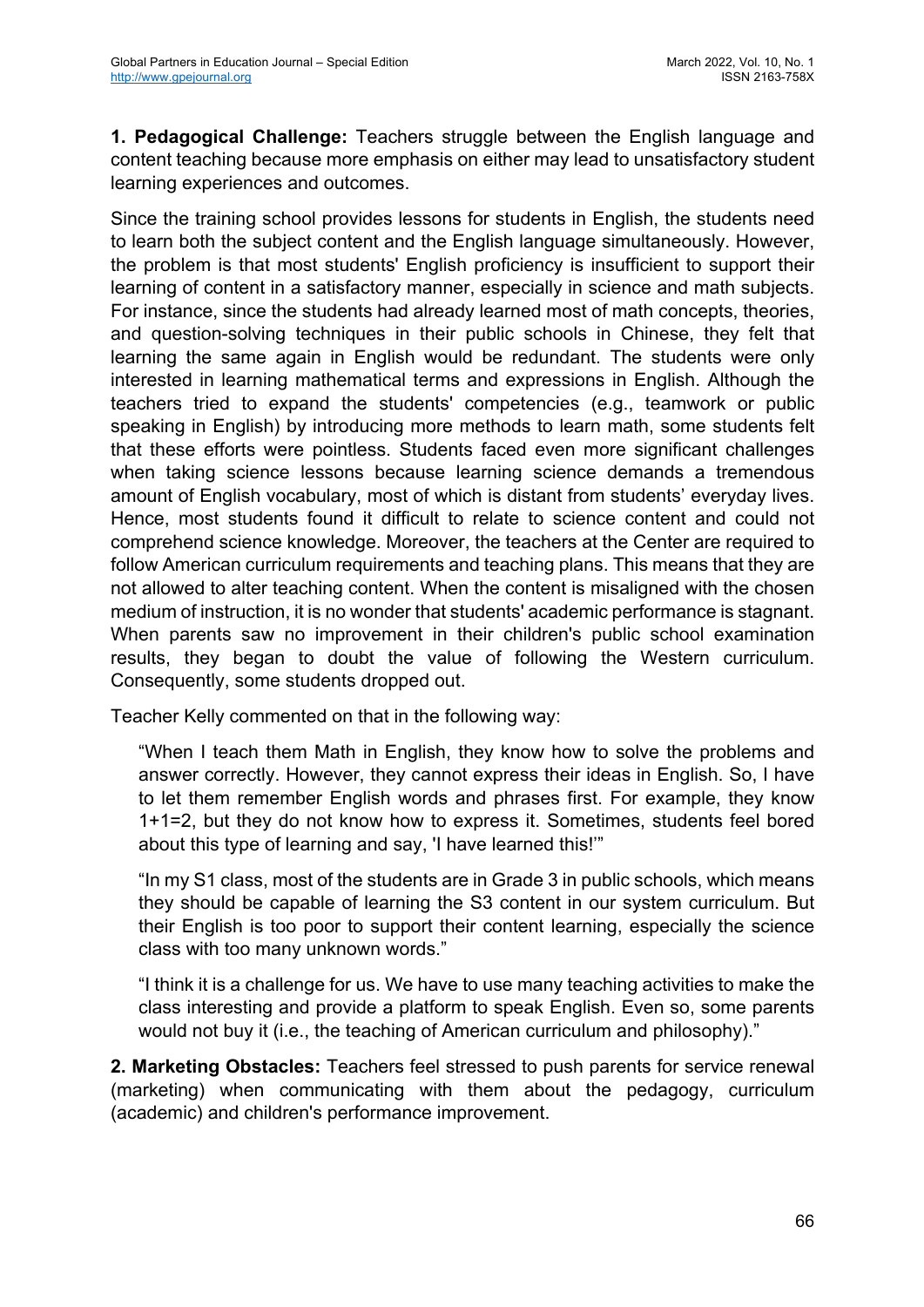**1. Pedagogical Challenge:** Teachers struggle between the English language and content teaching because more emphasis on either may lead to unsatisfactory student learning experiences and outcomes.

Since the training school provides lessons for students in English, the students need to learn both the subject content and the English language simultaneously. However, the problem is that most students' English proficiency is insufficient to support their learning of content in a satisfactory manner, especially in science and math subjects. For instance, since the students had already learned most of math concepts, theories, and question-solving techniques in their public schools in Chinese, they felt that learning the same again in English would be redundant. The students were only interested in learning mathematical terms and expressions in English. Although the teachers tried to expand the students' competencies (e.g., teamwork or public speaking in English) by introducing more methods to learn math, some students felt that these efforts were pointless. Students faced even more significant challenges when taking science lessons because learning science demands a tremendous amount of English vocabulary, most of which is distant from students' everyday lives. Hence, most students found it difficult to relate to science content and could not comprehend science knowledge. Moreover, the teachers at the Center are required to follow American curriculum requirements and teaching plans. This means that they are not allowed to alter teaching content. When the content is misaligned with the chosen medium of instruction, it is no wonder that students' academic performance is stagnant. When parents saw no improvement in their children's public school examination results, they began to doubt the value of following the Western curriculum. Consequently, some students dropped out.

Teacher Kelly commented on that in the following way:

> "When I teach them Math in English, they know how to solve the problems and answer correctly. However, they cannot express their ideas in English. So, I have to let them remember English words and phrases first. For example, they know 1+1=2, but they do not know how to express it. Sometimes, students feel bored about this type of learning and say, 'I have learned this!'"
>
> "In my S1 class, most of the students are in Grade 3 in public schools, which means they should be capable of learning the S3 content in our system curriculum. But their English is too poor to support their content learning, especially the science class with too many unknown words."
>
> "I think it is a challenge for us. We have to use many teaching activities to make the class interesting and provide a platform to speak English. Even so, some parents would not buy it (i.e., the teaching of American curriculum and philosophy)."

**2. Marketing Obstacles:** Teachers feel stressed to push parents for service renewal (marketing) when communicating with them about the pedagogy, curriculum (academic) and children's performance improvement.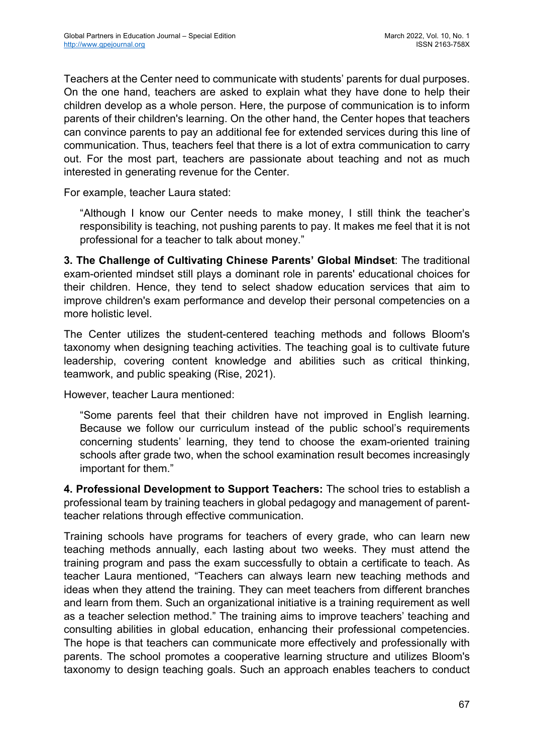Teachers at the Center need to communicate with students' parents for dual purposes. On the one hand, teachers are asked to explain what they have done to help their children develop as a whole person. Here, the purpose of communication is to inform parents of their children's learning. On the other hand, the Center hopes that teachers can convince parents to pay an additional fee for extended services during this line of communication. Thus, teachers feel that there is a lot of extra communication to carry out. For the most part, teachers are passionate about teaching and not as much interested in generating revenue for the Center.

For example, teacher Laura stated:

> "Although I know our Center needs to make money, I still think the teacher's responsibility is teaching, not pushing parents to pay. It makes me feel that it is not professional for a teacher to talk about money."

**3. The Challenge of Cultivating Chinese Parents' Global Mindset**: The traditional exam-oriented mindset still plays a dominant role in parents' educational choices for their children. Hence, they tend to select shadow education services that aim to improve children's exam performance and develop their personal competencies on a more holistic level.

The Center utilizes the student-centered teaching methods and follows Bloom's taxonomy when designing teaching activities. The teaching goal is to cultivate future leadership, covering content knowledge and abilities such as critical thinking, teamwork, and public speaking (Rise, 2021).

However, teacher Laura mentioned:

> "Some parents feel that their children have not improved in English learning. Because we follow our curriculum instead of the public school's requirements concerning students' learning, they tend to choose the exam-oriented training schools after grade two, when the school examination result becomes increasingly important for them."

**4. Professional Development to Support Teachers:** The school tries to establish a professional team by training teachers in global pedagogy and management of parent-teacher relations through effective communication.

Training schools have programs for teachers of every grade, who can learn new teaching methods annually, each lasting about two weeks. They must attend the training program and pass the exam successfully to obtain a certificate to teach. As teacher Laura mentioned, "Teachers can always learn new teaching methods and ideas when they attend the training. They can meet teachers from different branches and learn from them. Such an organizational initiative is a training requirement as well as a teacher selection method." The training aims to improve teachers' teaching and consulting abilities in global education, enhancing their professional competencies. The hope is that teachers can communicate more effectively and professionally with parents. The school promotes a cooperative learning structure and utilizes Bloom's taxonomy to design teaching goals. Such an approach enables teachers to conduct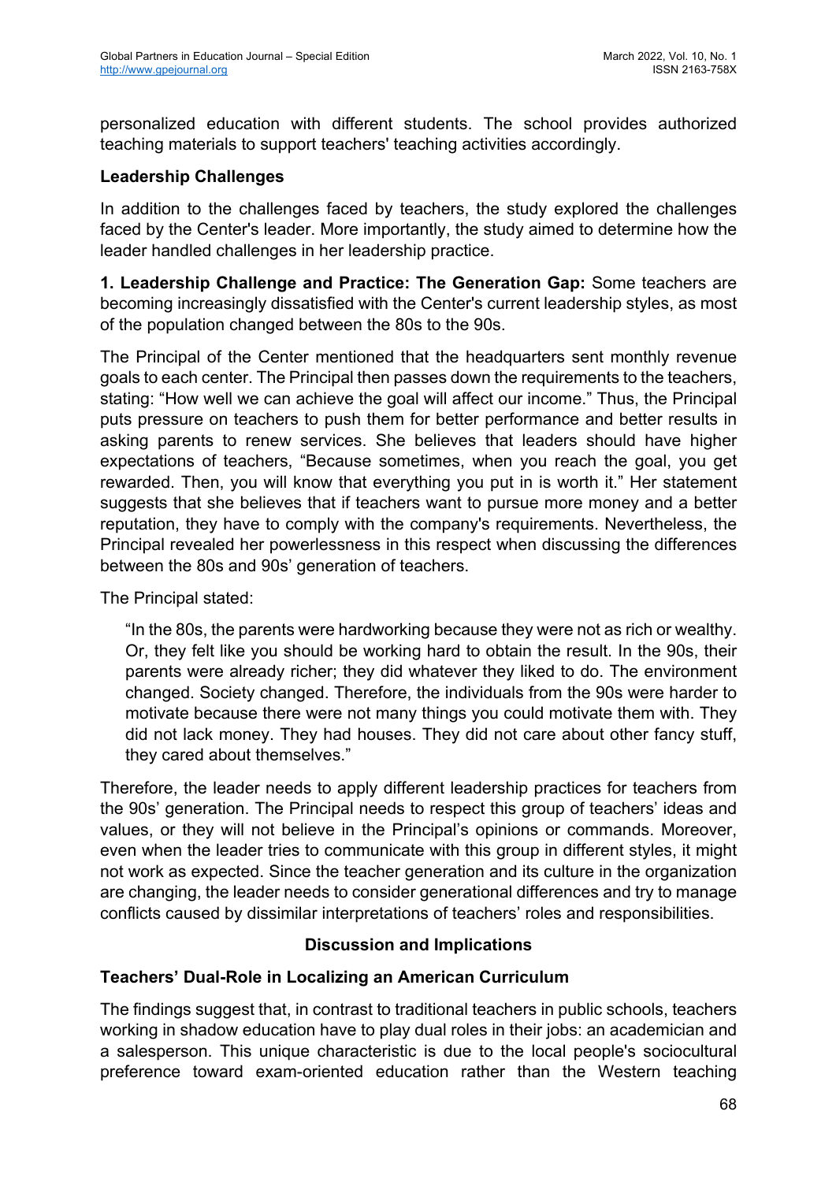personalized education with different students. The school provides authorized teaching materials to support teachers' teaching activities accordingly.

### Leadership Challenges

In addition to the challenges faced by teachers, the study explored the challenges faced by the Center's leader. More importantly, the study aimed to determine how the leader handled challenges in her leadership practice.

**1. Leadership Challenge and Practice: The Generation Gap:** Some teachers are becoming increasingly dissatisfied with the Center's current leadership styles, as most of the population changed between the 80s to the 90s.

The Principal of the Center mentioned that the headquarters sent monthly revenue goals to each center. The Principal then passes down the requirements to the teachers, stating: "How well we can achieve the goal will affect our income." Thus, the Principal puts pressure on teachers to push them for better performance and better results in asking parents to renew services. She believes that leaders should have higher expectations of teachers, "Because sometimes, when you reach the goal, you get rewarded. Then, you will know that everything you put in is worth it." Her statement suggests that she believes that if teachers want to pursue more money and a better reputation, they have to comply with the company's requirements. Nevertheless, the Principal revealed her powerlessness in this respect when discussing the differences between the 80s and 90s' generation of teachers.

The Principal stated:

> "In the 80s, the parents were hardworking because they were not as rich or wealthy. Or, they felt like you should be working hard to obtain the result. In the 90s, their parents were already richer; they did whatever they liked to do. The environment changed. Society changed. Therefore, the individuals from the 90s were harder to motivate because there were not many things you could motivate them with. They did not lack money. They had houses. They did not care about other fancy stuff, they cared about themselves."

Therefore, the leader needs to apply different leadership practices for teachers from the 90s' generation. The Principal needs to respect this group of teachers' ideas and values, or they will not believe in the Principal's opinions or commands. Moreover, even when the leader tries to communicate with this group in different styles, it might not work as expected. Since the teacher generation and its culture in the organization are changing, the leader needs to consider generational differences and try to manage conflicts caused by dissimilar interpretations of teachers' roles and responsibilities.

## Discussion and Implications

### Teachers' Dual-Role in Localizing an American Curriculum

The findings suggest that, in contrast to traditional teachers in public schools, teachers working in shadow education have to play dual roles in their jobs: an academician and a salesperson. This unique characteristic is due to the local people's sociocultural preference toward exam-oriented education rather than the Western teaching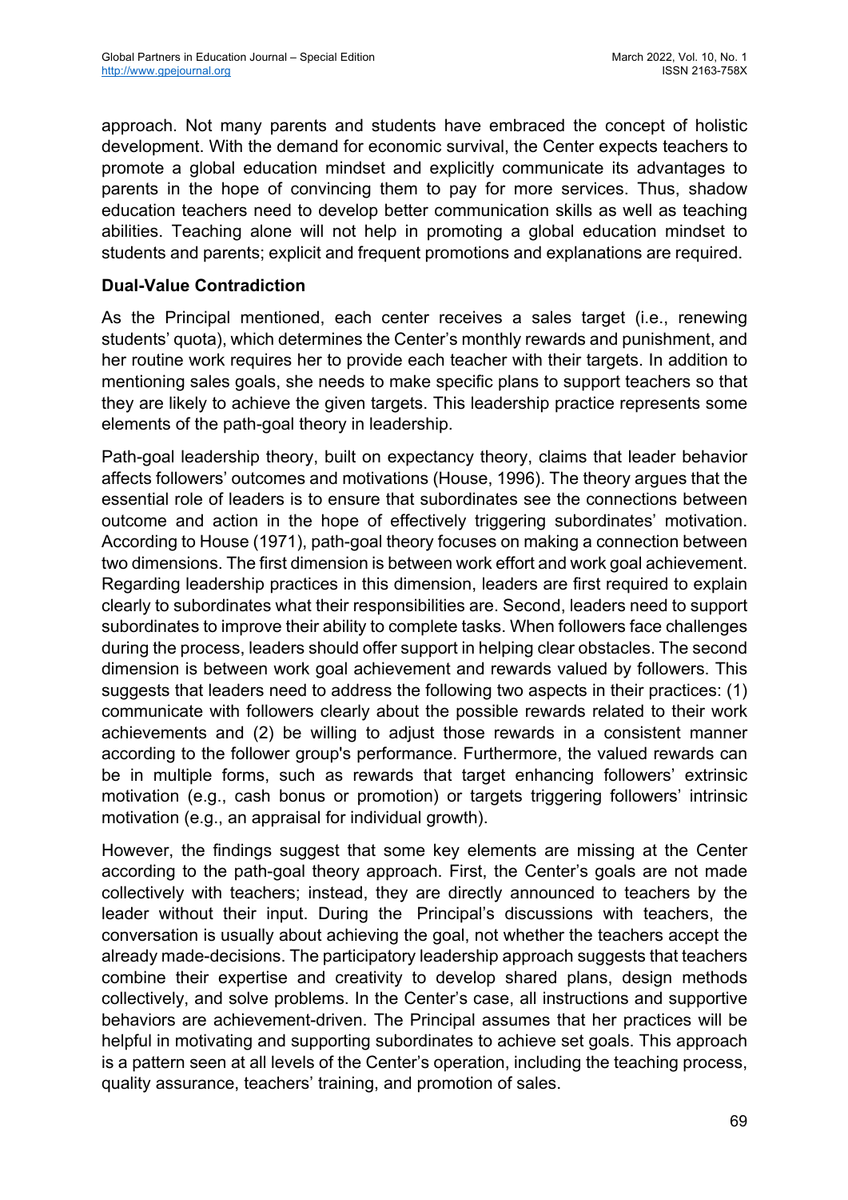approach. Not many parents and students have embraced the concept of holistic development. With the demand for economic survival, the Center expects teachers to promote a global education mindset and explicitly communicate its advantages to parents in the hope of convincing them to pay for more services. Thus, shadow education teachers need to develop better communication skills as well as teaching abilities. Teaching alone will not help in promoting a global education mindset to students and parents; explicit and frequent promotions and explanations are required.

**Dual-Value Contradiction**

As the Principal mentioned, each center receives a sales target (i.e., renewing students' quota), which determines the Center's monthly rewards and punishment, and her routine work requires her to provide each teacher with their targets. In addition to mentioning sales goals, she needs to make specific plans to support teachers so that they are likely to achieve the given targets. This leadership practice represents some elements of the path-goal theory in leadership.

Path-goal leadership theory, built on expectancy theory, claims that leader behavior affects followers' outcomes and motivations (House, 1996). The theory argues that the essential role of leaders is to ensure that subordinates see the connections between outcome and action in the hope of effectively triggering subordinates' motivation. According to House (1971), path-goal theory focuses on making a connection between two dimensions. The first dimension is between work effort and work goal achievement. Regarding leadership practices in this dimension, leaders are first required to explain clearly to subordinates what their responsibilities are. Second, leaders need to support subordinates to improve their ability to complete tasks. When followers face challenges during the process, leaders should offer support in helping clear obstacles. The second dimension is between work goal achievement and rewards valued by followers. This suggests that leaders need to address the following two aspects in their practices: (1) communicate with followers clearly about the possible rewards related to their work achievements and (2) be willing to adjust those rewards in a consistent manner according to the follower group's performance. Furthermore, the valued rewards can be in multiple forms, such as rewards that target enhancing followers' extrinsic motivation (e.g., cash bonus or promotion) or targets triggering followers' intrinsic motivation (e.g., an appraisal for individual growth).

However, the findings suggest that some key elements are missing at the Center according to the path-goal theory approach. First, the Center's goals are not made collectively with teachers; instead, they are directly announced to teachers by the leader without their input. During the Principal's discussions with teachers, the conversation is usually about achieving the goal, not whether the teachers accept the already made-decisions. The participatory leadership approach suggests that teachers combine their expertise and creativity to develop shared plans, design methods collectively, and solve problems. In the Center's case, all instructions and supportive behaviors are achievement-driven. The Principal assumes that her practices will be helpful in motivating and supporting subordinates to achieve set goals. This approach is a pattern seen at all levels of the Center's operation, including the teaching process, quality assurance, teachers' training, and promotion of sales.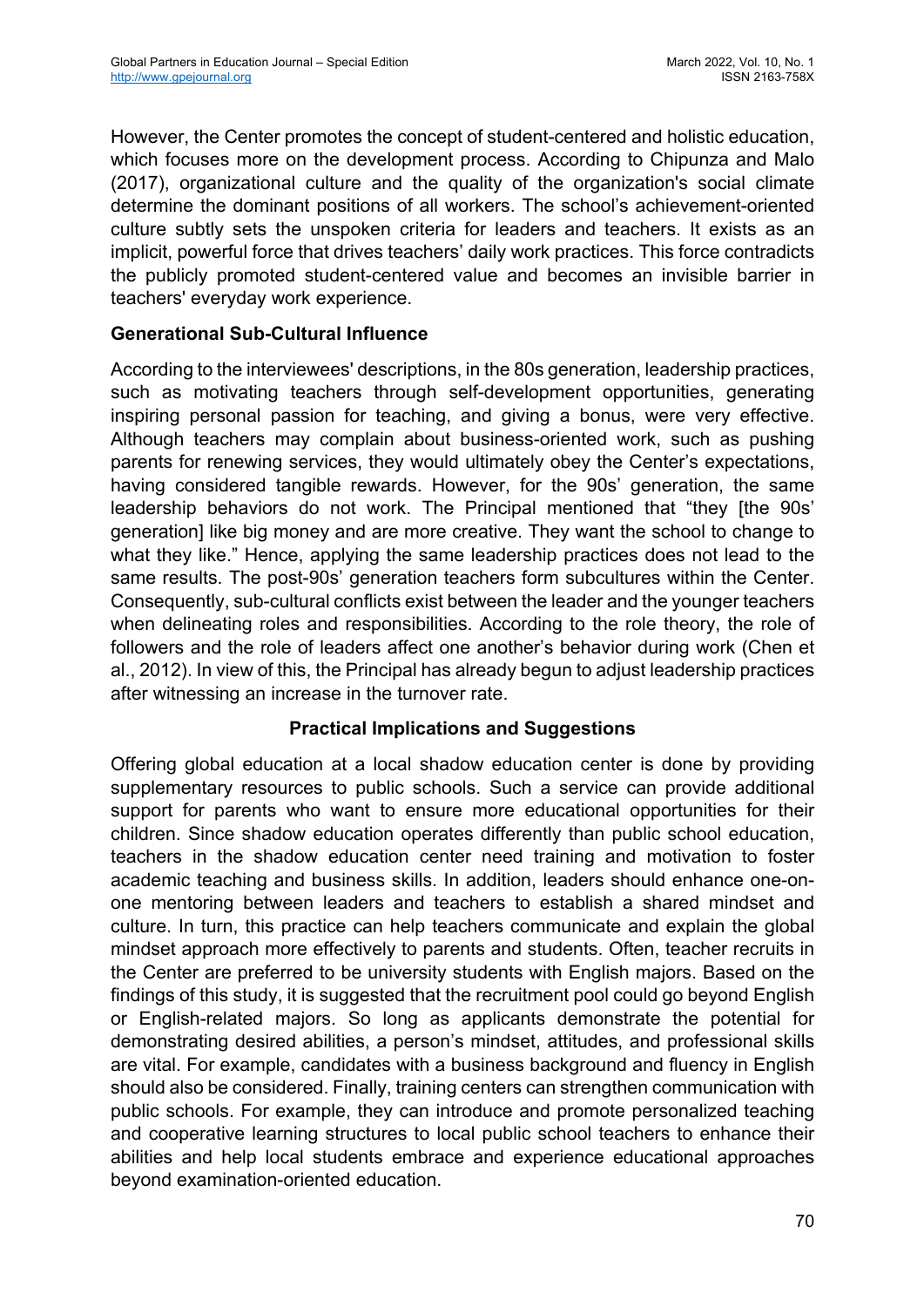However, the Center promotes the concept of student-centered and holistic education, which focuses more on the development process. According to Chipunza and Malo (2017), organizational culture and the quality of the organization's social climate determine the dominant positions of all workers. The school's achievement-oriented culture subtly sets the unspoken criteria for leaders and teachers. It exists as an implicit, powerful force that drives teachers' daily work practices. This force contradicts the publicly promoted student-centered value and becomes an invisible barrier in teachers' everyday work experience.

### Generational Sub-Cultural Influence

According to the interviewees' descriptions, in the 80s generation, leadership practices, such as motivating teachers through self-development opportunities, generating inspiring personal passion for teaching, and giving a bonus, were very effective. Although teachers may complain about business-oriented work, such as pushing parents for renewing services, they would ultimately obey the Center's expectations, having considered tangible rewards. However, for the 90s' generation, the same leadership behaviors do not work. The Principal mentioned that "they [the 90s' generation] like big money and are more creative. They want the school to change to what they like." Hence, applying the same leadership practices does not lead to the same results. The post-90s' generation teachers form subcultures within the Center. Consequently, sub-cultural conflicts exist between the leader and the younger teachers when delineating roles and responsibilities. According to the role theory, the role of followers and the role of leaders affect one another's behavior during work (Chen et al., 2012). In view of this, the Principal has already begun to adjust leadership practices after witnessing an increase in the turnover rate.

## Practical Implications and Suggestions

Offering global education at a local shadow education center is done by providing supplementary resources to public schools. Such a service can provide additional support for parents who want to ensure more educational opportunities for their children. Since shadow education operates differently than public school education, teachers in the shadow education center need training and motivation to foster academic teaching and business skills. In addition, leaders should enhance one-on-one mentoring between leaders and teachers to establish a shared mindset and culture. In turn, this practice can help teachers communicate and explain the global mindset approach more effectively to parents and students. Often, teacher recruits in the Center are preferred to be university students with English majors. Based on the findings of this study, it is suggested that the recruitment pool could go beyond English or English-related majors. So long as applicants demonstrate the potential for demonstrating desired abilities, a person's mindset, attitudes, and professional skills are vital. For example, candidates with a business background and fluency in English should also be considered. Finally, training centers can strengthen communication with public schools. For example, they can introduce and promote personalized teaching and cooperative learning structures to local public school teachers to enhance their abilities and help local students embrace and experience educational approaches beyond examination-oriented education.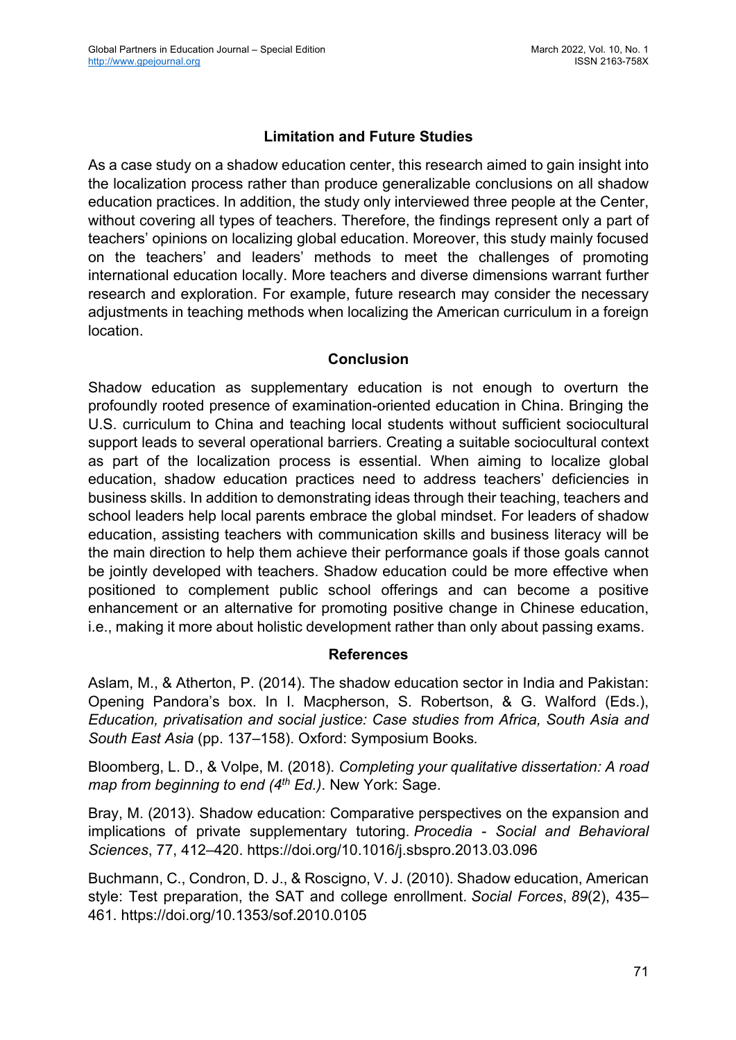## Limitation and Future Studies

As a case study on a shadow education center, this research aimed to gain insight into the localization process rather than produce generalizable conclusions on all shadow education practices. In addition, the study only interviewed three people at the Center, without covering all types of teachers. Therefore, the findings represent only a part of teachers' opinions on localizing global education. Moreover, this study mainly focused on the teachers' and leaders' methods to meet the challenges of promoting international education locally. More teachers and diverse dimensions warrant further research and exploration. For example, future research may consider the necessary adjustments in teaching methods when localizing the American curriculum in a foreign location.

## Conclusion

Shadow education as supplementary education is not enough to overturn the profoundly rooted presence of examination-oriented education in China. Bringing the U.S. curriculum to China and teaching local students without sufficient sociocultural support leads to several operational barriers. Creating a suitable sociocultural context as part of the localization process is essential. When aiming to localize global education, shadow education practices need to address teachers' deficiencies in business skills. In addition to demonstrating ideas through their teaching, teachers and school leaders help local parents embrace the global mindset. For leaders of shadow education, assisting teachers with communication skills and business literacy will be the main direction to help them achieve their performance goals if those goals cannot be jointly developed with teachers. Shadow education could be more effective when positioned to complement public school offerings and can become a positive enhancement or an alternative for promoting positive change in Chinese education, i.e., making it more about holistic development rather than only about passing exams.

## References

Aslam, M., & Atherton, P. (2014). The shadow education sector in India and Pakistan: Opening Pandora's box. In I. Macpherson, S. Robertson, & G. Walford (Eds.), *Education, privatisation and social justice: Case studies from Africa, South Asia and South East Asia* (pp. 137–158). Oxford: Symposium Books.

Bloomberg, L. D., & Volpe, M. (2018). *Completing your qualitative dissertation: A road map from beginning to end (4th Ed.)*. New York: Sage.

Bray, M. (2013). Shadow education: Comparative perspectives on the expansion and implications of private supplementary tutoring. *Procedia - Social and Behavioral Sciences*, 77, 412–420. https://doi.org/10.1016/j.sbspro.2013.03.096

Buchmann, C., Condron, D. J., & Roscigno, V. J. (2010). Shadow education, American style: Test preparation, the SAT and college enrollment. *Social Forces*, *89*(2), 435–461. https://doi.org/10.1353/sof.2010.0105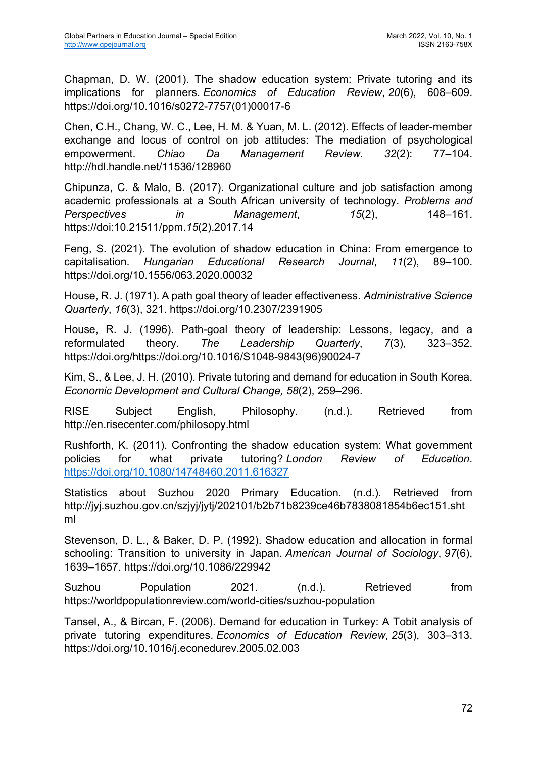Chapman, D. W. (2001). The shadow education system: Private tutoring and its implications for planners. *Economics of Education Review*, *20*(6), 608–609. https://doi.org/10.1016/s0272-7757(01)00017-6

Chen, C.H., Chang, W. C., Lee, H. M. & Yuan, M. L. (2012). Effects of leader-member exchange and locus of control on job attitudes: The mediation of psychological empowerment. *Chiao Da Management Review*. *32*(2): 77–104. http://hdl.handle.net/11536/128960

Chipunza, C. & Malo, B. (2017). Organizational culture and job satisfaction among academic professionals at a South African university of technology. *Problems and Perspectives in Management*, *15*(2), 148–161. https://doi:10.21511/ppm.*15*(2).2017.14

Feng, S. (2021). The evolution of shadow education in China: From emergence to capitalisation. *Hungarian Educational Research Journal*, *11*(2), 89–100. https://doi.org/10.1556/063.2020.00032

House, R. J. (1971). A path goal theory of leader effectiveness. *Administrative Science Quarterly*, *16*(3), 321. https://doi.org/10.2307/2391905

House, R. J. (1996). Path-goal theory of leadership: Lessons, legacy, and a reformulated theory. *The Leadership Quarterly*, *7*(3), 323–352. https://doi.org/https://doi.org/10.1016/S1048-9843(96)90024-7

Kim, S., & Lee, J. H. (2010). Private tutoring and demand for education in South Korea. *Economic Development and Cultural Change, 58*(2), 259–296.

RISE Subject English, Philosophy. (n.d.). Retrieved from http://en.risecenter.com/philosopy.html

Rushforth, K. (2011). Confronting the shadow education system: What government policies for what private tutoring? *London Review of Education*. https://doi.org/10.1080/14748460.2011.616327

Statistics about Suzhou 2020 Primary Education. (n.d.). Retrieved from http://jyj.suzhou.gov.cn/szjyj/jytj/202101/b2b71b8239ce46b7838081854b6ec151.shtml

Stevenson, D. L., & Baker, D. P. (1992). Shadow education and allocation in formal schooling: Transition to university in Japan. *American Journal of Sociology*, *97*(6), 1639–1657. https://doi.org/10.1086/229942

Suzhou Population 2021. (n.d.). Retrieved from https://worldpopulationreview.com/world-cities/suzhou-population

Tansel, A., & Bircan, F. (2006). Demand for education in Turkey: A Tobit analysis of private tutoring expenditures. *Economics of Education Review*, *25*(3), 303–313. https://doi.org/10.1016/j.econedurev.2005.02.003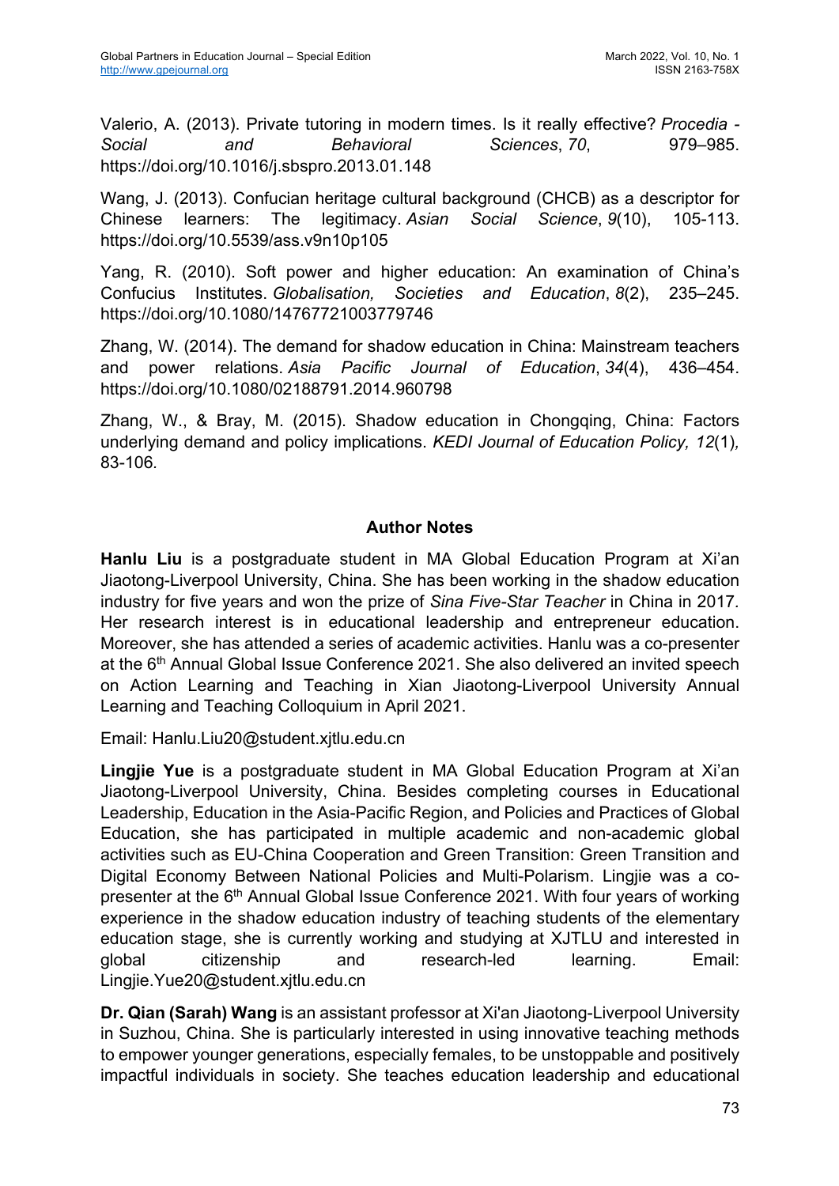Valerio, A. (2013). Private tutoring in modern times. Is it really effective? *Procedia - Social and Behavioral Sciences*, *70*, 979–985. https://doi.org/10.1016/j.sbspro.2013.01.148

Wang, J. (2013). Confucian heritage cultural background (CHCB) as a descriptor for Chinese learners: The legitimacy. *Asian Social Science*, *9*(10), 105-113. https://doi.org/10.5539/ass.v9n10p105

Yang, R. (2010). Soft power and higher education: An examination of China's Confucius Institutes. *Globalisation, Societies and Education*, *8*(2), 235–245. https://doi.org/10.1080/14767721003779746

Zhang, W. (2014). The demand for shadow education in China: Mainstream teachers and power relations. *Asia Pacific Journal of Education*, *34*(4), 436–454. https://doi.org/10.1080/02188791.2014.960798

Zhang, W., & Bray, M. (2015). Shadow education in Chongqing, China: Factors underlying demand and policy implications. *KEDI Journal of Education Policy, 12*(1), 83-106.

## Author Notes

**Hanlu Liu** is a postgraduate student in MA Global Education Program at Xi'an Jiaotong-Liverpool University, China. She has been working in the shadow education industry for five years and won the prize of *Sina Five-Star Teacher* in China in 2017. Her research interest is in educational leadership and entrepreneur education. Moreover, she has attended a series of academic activities. Hanlu was a co-presenter at the 6th Annual Global Issue Conference 2021. She also delivered an invited speech on Action Learning and Teaching in Xian Jiaotong-Liverpool University Annual Learning and Teaching Colloquium in April 2021.

Email: Hanlu.Liu20@student.xjtlu.edu.cn

**Lingjie Yue** is a postgraduate student in MA Global Education Program at Xi'an Jiaotong-Liverpool University, China. Besides completing courses in Educational Leadership, Education in the Asia-Pacific Region, and Policies and Practices of Global Education, she has participated in multiple academic and non-academic global activities such as EU-China Cooperation and Green Transition: Green Transition and Digital Economy Between National Policies and Multi-Polarism. Lingjie was a co-presenter at the 6th Annual Global Issue Conference 2021. With four years of working experience in the shadow education industry of teaching students of the elementary education stage, she is currently working and studying at XJTLU and interested in global citizenship and research-led learning. Email: Lingjie.Yue20@student.xjtlu.edu.cn

**Dr. Qian (Sarah) Wang** is an assistant professor at Xi'an Jiaotong-Liverpool University in Suzhou, China. She is particularly interested in using innovative teaching methods to empower younger generations, especially females, to be unstoppable and positively impactful individuals in society. She teaches education leadership and educational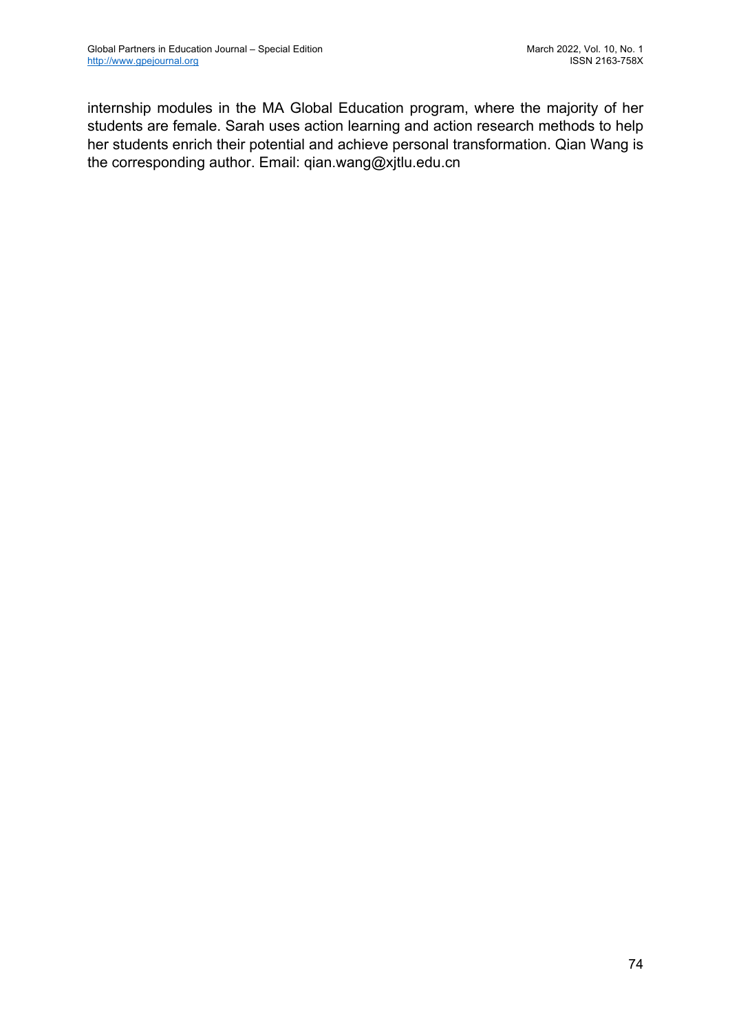internship modules in the MA Global Education program, where the majority of her students are female. Sarah uses action learning and action research methods to help her students enrich their potential and achieve personal transformation. Qian Wang is the corresponding author. Email: qian.wang@xjtlu.edu.cn